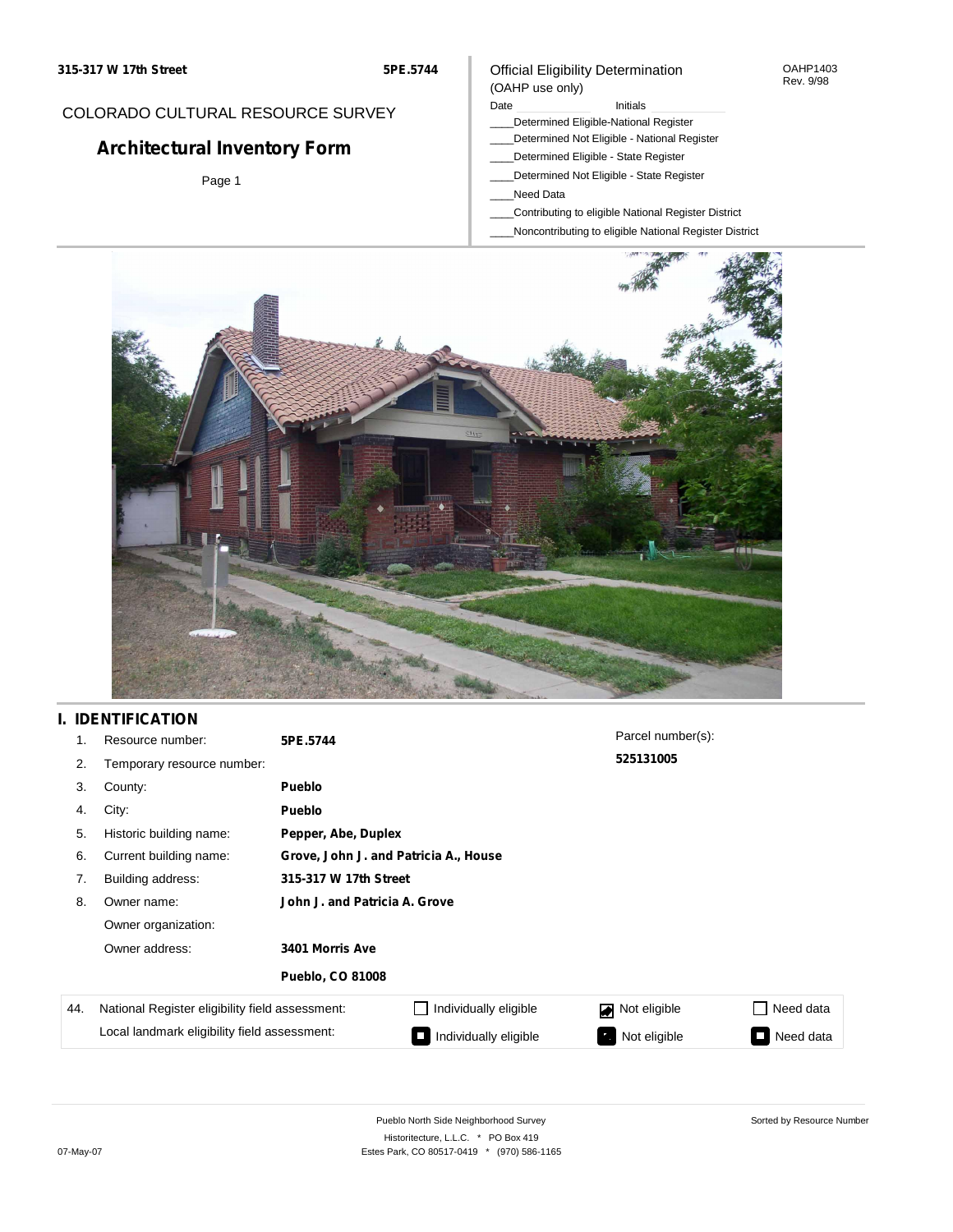315-317 W 17th Street | 5PE.5744

COLORADO CULTURAL RESOURCE SURVEY

# Architectural Inventory Form

Page 1

Official Eligibility Determination
(OAHP use only)

OAHP1403
Rev. 9/98

Date ____________ Initials ____________

____Determined Eligible-National Register
____Determined Not Eligible - National Register
____Determined Eligible - State Register
____Determined Not Eligible - State Register
____Need Data
____Contributing to eligible National Register District
____Noncontributing to eligible National Register District

## I. IDENTIFICATION

1. Resource number: **5PE.5744**
2. Temporary resource number:
3. County: **Pueblo**
4. City: **Pueblo**
5. Historic building name: **Pepper, Abe, Duplex**
6. Current building name: **Grove, John J. and Patricia A., House**
7. Building address: **315-317 W 17th Street**
8. Owner name: **John J. and Patricia A. Grove**

   Owner organization:

   Owner address: **3401 Morris Ave**

   **Pueblo, CO 81008**

Parcel number(s): **525131005**

| 44. | | | | |
|---|---|---|---|---|
| National Register eligibility field assessment: | ☐ Individually eligible | ☑ Not eligible | ☐ Need data |
| Local landmark eligibility field assessment: | ■ Individually eligible | ■ Not eligible | ■ Need data |

Pueblo North Side Neighborhood Survey
Historitecture, L.L.C. * PO Box 419
Estes Park, CO 80517-0419 * (970) 586-1165

Sorted by Resource Number

07-May-07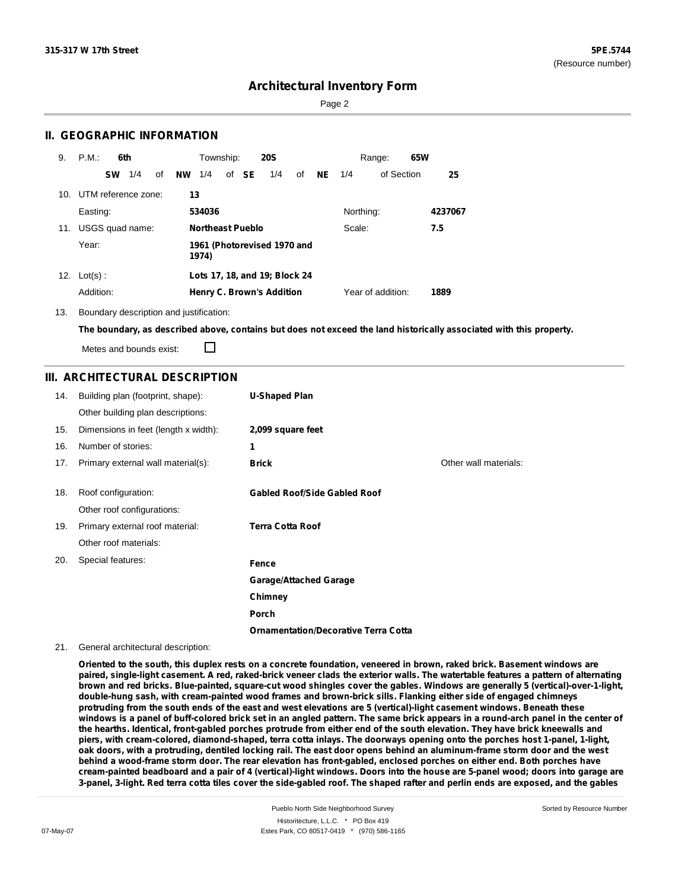## II. GEOGRAPHIC INFORMATION

9. P.M.: **6th** Township: **20S** Range: **65W**

**SW** 1/4 of **NW** 1/4 of **SE** 1/4 of **NE** 1/4 of Section **25**

10. UTM reference zone: **13**

Easting: **534036** Northing: **4237067**

11. USGS quad name: **Northeast Pueblo** Scale: **7.5**

Year: **1961 (Photorevised 1970 and 1974)**

12. Lot(s) : **Lots 17, 18, and 19; Block 24**

Addition: **Henry C. Brown's Addition** Year of addition: **1889**

13. Boundary description and justification:

**The boundary, as described above, contains but does not exceed the land historically associated with this property.**

Metes and bounds exist: ☐

## III. ARCHITECTURAL DESCRIPTION

14. Building plan (footprint, shape): **U-Shaped Plan**

Other building plan descriptions:

15. Dimensions in feet (length x width): **2,099 square feet**

16. Number of stories: **1**

17. Primary external wall material(s): **Brick** Other wall materials:

18. Roof configuration: **Gabled Roof/Side Gabled Roof**

Other roof configurations:

19. Primary external roof material: **Terra Cotta Roof**

Other roof materials:

20. Special features: **Fence**

**Garage/Attached Garage**

**Chimney**

**Porch**

**Ornamentation/Decorative Terra Cotta**

21. General architectural description:

**Oriented to the south, this duplex rests on a concrete foundation, veneered in brown, raked brick. Basement windows are paired, single-light casement. A red, raked-brick veneer clads the exterior walls. The watertable features a pattern of alternating brown and red bricks. Blue-painted, square-cut wood shingles cover the gables. Windows are generally 5 (vertical)-over-1-light, double-hung sash, with cream-painted wood frames and brown-brick sills. Flanking either side of engaged chimneys protruding from the south ends of the east and west elevations are 5 (vertical)-light casement windows. Beneath these windows is a panel of buff-colored brick set in an angled pattern. The same brick appears in a round-arch panel in the center of the hearths. Identical, front-gabled porches protrude from either end of the south elevation. They have brick kneewalls and piers, with cream-colored, diamond-shaped, terra cotta inlays. The doorways opening onto the porches host 1-panel, 1-light, oak doors, with a protruding, dentiled locking rail. The east door opens behind an aluminum-frame storm door and the west behind a wood-frame storm door. The rear elevation has front-gabled, enclosed porches on either end. Both porches have cream-painted beadboard and a pair of 4 (vertical)-light windows. Doors into the house are 5-panel wood; doors into garage are 3-panel, 3-light. Red terra cotta tiles cover the side-gabled roof. The shaped rafter and perlin ends are exposed, and the gables**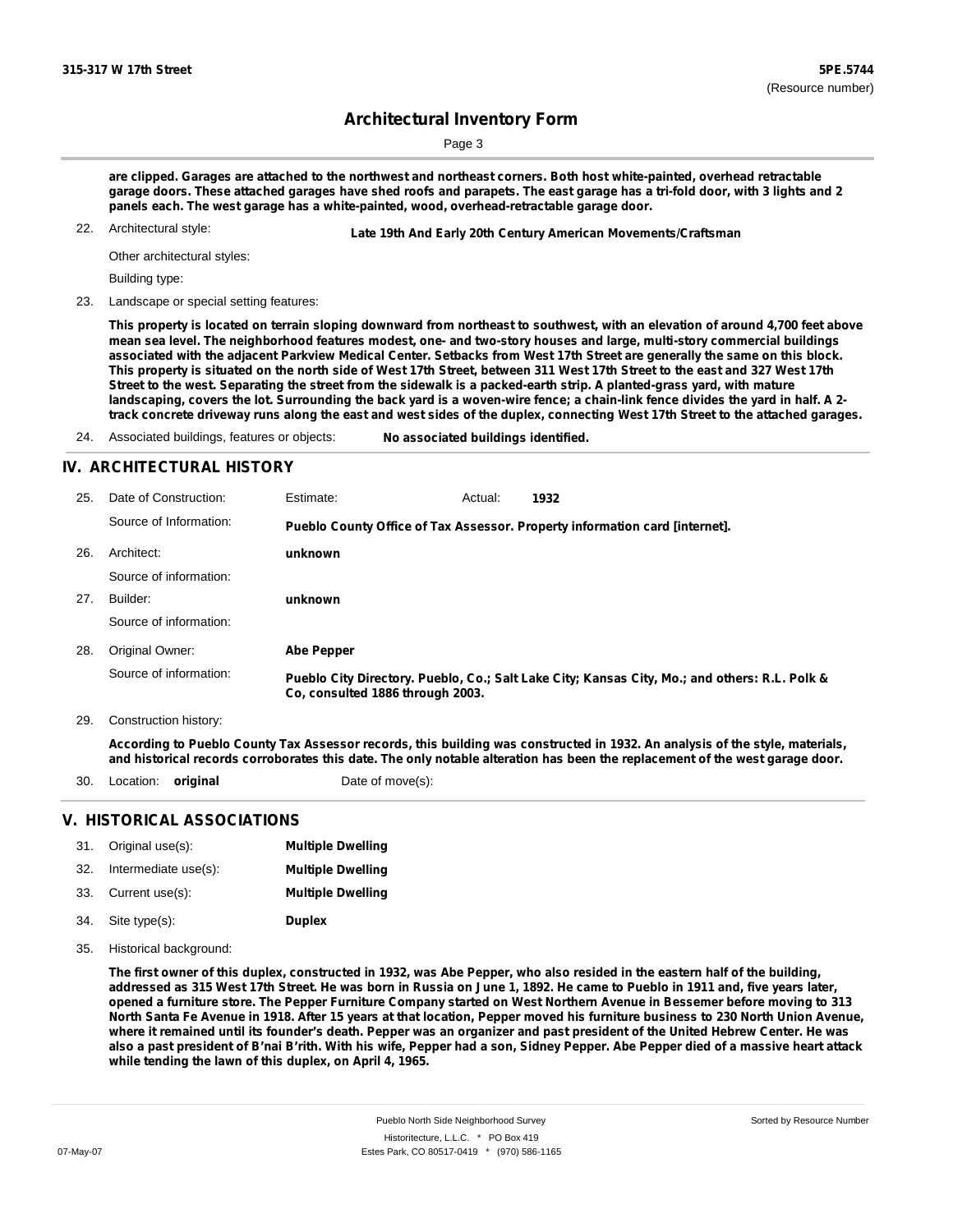are clipped. Garages are attached to the northwest and northeast corners. Both host white-painted, overhead retractable garage doors. These attached garages have shed roofs and parapets. The east garage has a tri-fold door, with 3 lights and 2 panels each. The west garage has a white-painted, wood, overhead-retractable garage door.

22. Architectural style: **Late 19th And Early 20th Century American Movements/Craftsman**

Other architectural styles:

Building type:

23. Landscape or special setting features:

**This property is located on terrain sloping downward from northeast to southwest, with an elevation of around 4,700 feet above mean sea level. The neighborhood features modest, one- and two-story houses and large, multi-story commercial buildings associated with the adjacent Parkview Medical Center. Setbacks from West 17th Street are generally the same on this block. This property is situated on the north side of West 17th Street, between 311 West 17th Street to the east and 327 West 17th Street to the west. Separating the street from the sidewalk is a packed-earth strip. A planted-grass yard, with mature landscaping, covers the lot. Surrounding the back yard is a woven-wire fence; a chain-link fence divides the yard in half. A 2-track concrete driveway runs along the east and west sides of the duplex, connecting West 17th Street to the attached garages.**

24. Associated buildings, features or objects: **No associated buildings identified.**

## IV. ARCHITECTURAL HISTORY

25. Date of Construction: Estimate: Actual: **1932**

Source of Information: **Pueblo County Office of Tax Assessor. Property information card [internet].**

26. Architect: **unknown**

Source of information:

27. Builder: **unknown**

Source of information:

28. Original Owner: **Abe Pepper**

Source of information: **Pueblo City Directory. Pueblo, Co.; Salt Lake City; Kansas City, Mo.; and others: R.L. Polk & Co, consulted 1886 through 2003.**

29. Construction history:

**According to Pueblo County Tax Assessor records, this building was constructed in 1932. An analysis of the style, materials, and historical records corroborates this date. The only notable alteration has been the replacement of the west garage door.**

30. Location: **original** Date of move(s):

## V. HISTORICAL ASSOCIATIONS

31. Original use(s): **Multiple Dwelling**
32. Intermediate use(s): **Multiple Dwelling**
33. Current use(s): **Multiple Dwelling**
34. Site type(s): **Duplex**
35. Historical background:

**The first owner of this duplex, constructed in 1932, was Abe Pepper, who also resided in the eastern half of the building, addressed as 315 West 17th Street. He was born in Russia on June 1, 1892. He came to Pueblo in 1911 and, five years later, opened a furniture store. The Pepper Furniture Company started on West Northern Avenue in Bessemer before moving to 313 North Santa Fe Avenue in 1918. After 15 years at that location, Pepper moved his furniture business to 230 North Union Avenue, where it remained until its founder's death. Pepper was an organizer and past president of the United Hebrew Center. He was also a past president of B'nai B'rith. With his wife, Pepper had a son, Sidney Pepper. Abe Pepper died of a massive heart attack while tending the lawn of this duplex, on April 4, 1965.**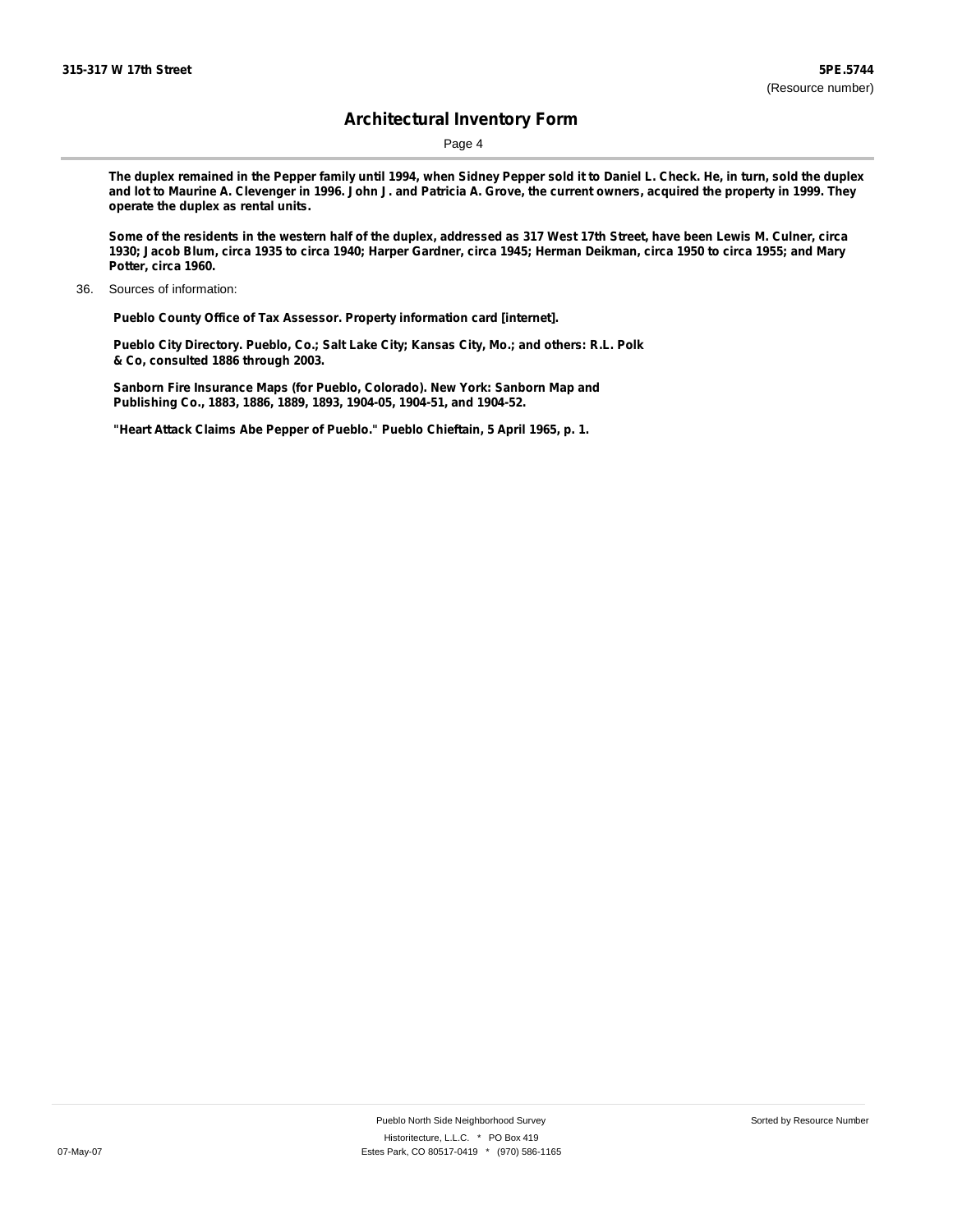**The duplex remained in the Pepper family until 1994, when Sidney Pepper sold it to Daniel L. Check. He, in turn, sold the duplex and lot to Maurine A. Clevenger in 1996. John J. and Patricia A. Grove, the current owners, acquired the property in 1999. They operate the duplex as rental units.**

**Some of the residents in the western half of the duplex, addressed as 317 West 17th Street, have been Lewis M. Culner, circa 1930; Jacob Blum, circa 1935 to circa 1940; Harper Gardner, circa 1945; Herman Deikman, circa 1950 to circa 1955; and Mary Potter, circa 1960.**

36. Sources of information:

**Pueblo County Office of Tax Assessor. Property information card [internet].**

**Pueblo City Directory. Pueblo, Co.; Salt Lake City; Kansas City, Mo.; and others: R.L. Polk & Co, consulted 1886 through 2003.**

**Sanborn Fire Insurance Maps (for Pueblo, Colorado). New York: Sanborn Map and Publishing Co., 1883, 1886, 1889, 1893, 1904-05, 1904-51, and 1904-52.**

**"Heart Attack Claims Abe Pepper of Pueblo." Pueblo Chieftain, 5 April 1965, p. 1.**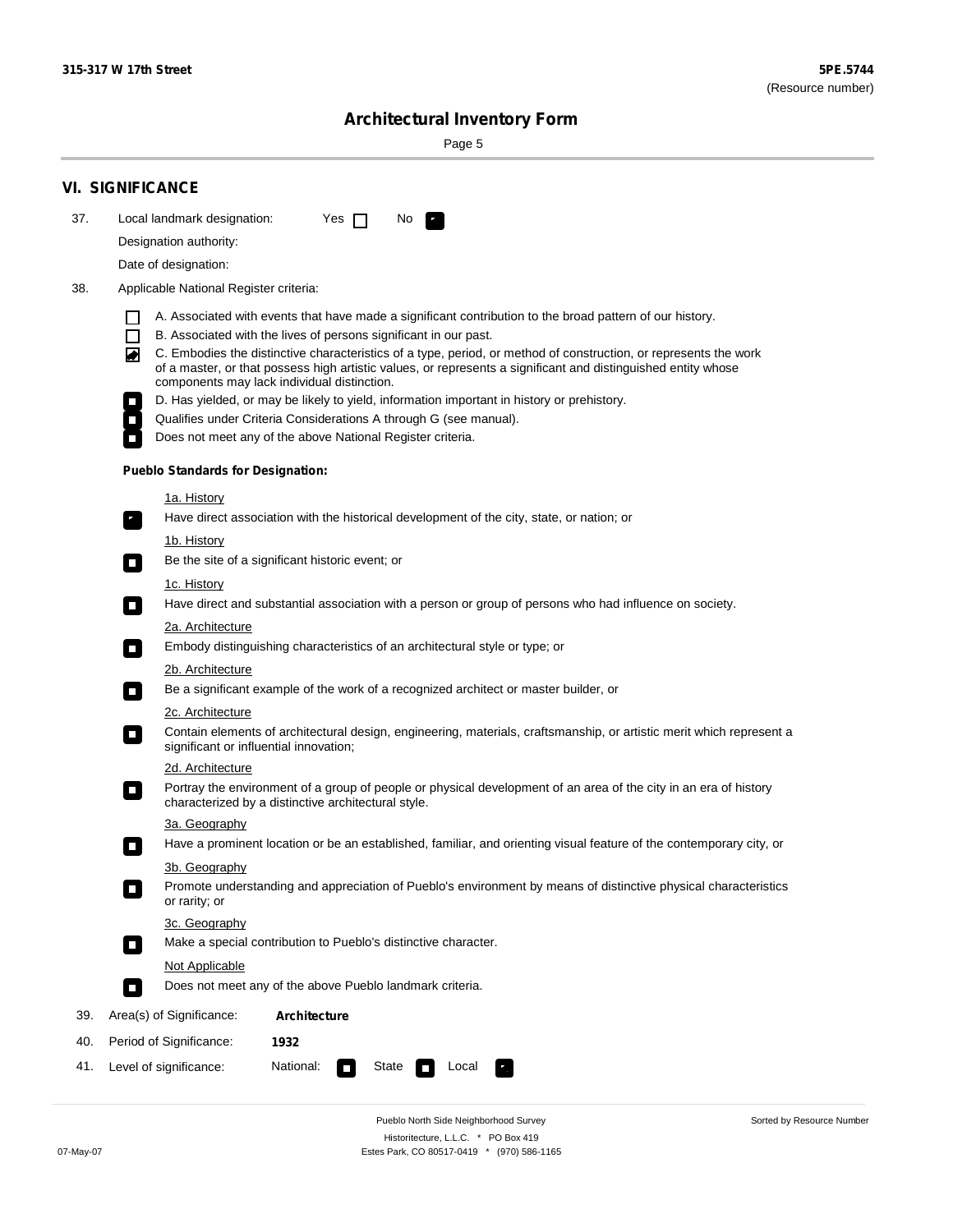315-317 W 17th Street

5PE.5744
(Resource number)

# Architectural Inventory Form

## VI. SIGNIFICANCE

37. Local landmark designation: Yes ☐ No ☒

Designation authority:

Date of designation:

38. Applicable National Register criteria:

- ☐ A. Associated with events that have made a significant contribution to the broad pattern of our history.
- ☐ B. Associated with the lives of persons significant in our past.
- ☒ C. Embodies the distinctive characteristics of a type, period, or method of construction, or represents the work of a master, or that possess high artistic values, or represents a significant and distinguished entity whose components may lack individual distinction.
- ☐ D. Has yielded, or may be likely to yield, information important in history or prehistory.
- ☐ Qualifies under Criteria Considerations A through G (see manual).
- ☐ Does not meet any of the above National Register criteria.

**Pueblo Standards for Designation:**

1a. History
- ☒ Have direct association with the historical development of the city, state, or nation; or

1b. History
- ☐ Be the site of a significant historic event; or

1c. History
- ☐ Have direct and substantial association with a person or group of persons who had influence on society.

2a. Architecture
- ☐ Embody distinguishing characteristics of an architectural style or type; or

2b. Architecture
- ☐ Be a significant example of the work of a recognized architect or master builder, or

2c. Architecture
- ☐ Contain elements of architectural design, engineering, materials, craftsmanship, or artistic merit which represent a significant or influential innovation;

2d. Architecture
- ☐ Portray the environment of a group of people or physical development of an area of the city in an era of history characterized by a distinctive architectural style.

3a. Geography
- ☐ Have a prominent location or be an established, familiar, and orienting visual feature of the contemporary city, or

3b. Geography
- ☐ Promote understanding and appreciation of Pueblo's environment by means of distinctive physical characteristics or rarity; or

3c. Geography
- ☐ Make a special contribution to Pueblo's distinctive character.

Not Applicable
- ☐ Does not meet any of the above Pueblo landmark criteria.

39. Area(s) of Significance: **Architecture**

40. Period of Significance: **1932**

41. Level of significance: National: ☐ State ☐ Local ☒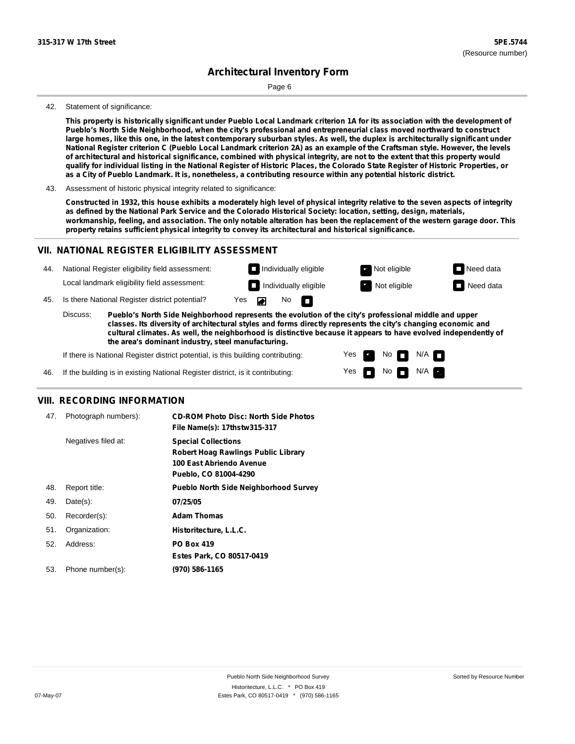42. Statement of significance:

**This property is historically significant under Pueblo Local Landmark criterion 1A for its association with the development of Pueblo's North Side Neighborhood, when the city's professional and entrepreneurial class moved northward to construct large homes, like this one, in the latest contemporary suburban styles. As well, the duplex is architecturally significant under National Register criterion C (Pueblo Local Landmark criterion 2A) as an example of the Craftsman style. However, the levels of architectural and historical significance, combined with physical integrity, are not to the extent that this property would qualify for individual listing in the National Register of Historic Places, the Colorado State Register of Historic Properties, or as a City of Pueblo Landmark. It is, nonetheless, a contributing resource within any potential historic district.**

43. Assessment of historic physical integrity related to significance:

**Constructed in 1932, this house exhibits a moderately high level of physical integrity relative to the seven aspects of integrity as defined by the National Park Service and the Colorado Historical Society: location, setting, design, materials, workmanship, feeling, and association. The only notable alteration has been the replacement of the western garage door. This property retains sufficient physical integrity to convey its architectural and historical significance.**

## VII. NATIONAL REGISTER ELIGIBILITY ASSESSMENT

44. National Register eligibility field assessment: ☐ Individually eligible ☑ Not eligible ☐ Need data

Local landmark eligibility field assessment: ☐ Individually eligible ☑ Not eligible ☐ Need data

45. Is there National Register district potential? Yes ☑ No ☐

Discuss: **Pueblo's North Side Neighborhood represents the evolution of the city's professional middle and upper classes. Its diversity of architectural styles and forms directly represents the city's changing economic and cultural climates. As well, the neighborhood is distinctive because it appears to have evolved independently of the area's dominant industry, steel manufacturing.**

If there is National Register district potential, is this building contributing: Yes ☑ No ☐ N/A ☐

46. If the building is in existing National Register district, is it contributing: Yes ☐ No ☐ N/A ☑

## VIII. RECORDING INFORMATION

47. Photograph numbers): **CD-ROM Photo Disc: North Side Photos**
**File Name(s): 17thstw315-317**

Negatives filed at: **Special Collections**
**Robert Hoag Rawlings Public Library**
**100 East Abriendo Avenue**
**Pueblo, CO 81004-4290**

48. Report title: **Pueblo North Side Neighborhood Survey**

49. Date(s): **07/25/05**

50. Recorder(s): **Adam Thomas**

51. Organization: **Historitecture, L.L.C.**

52. Address: **PO Box 419**
**Estes Park, CO 80517-0419**

53. Phone number(s): **(970) 586-1165**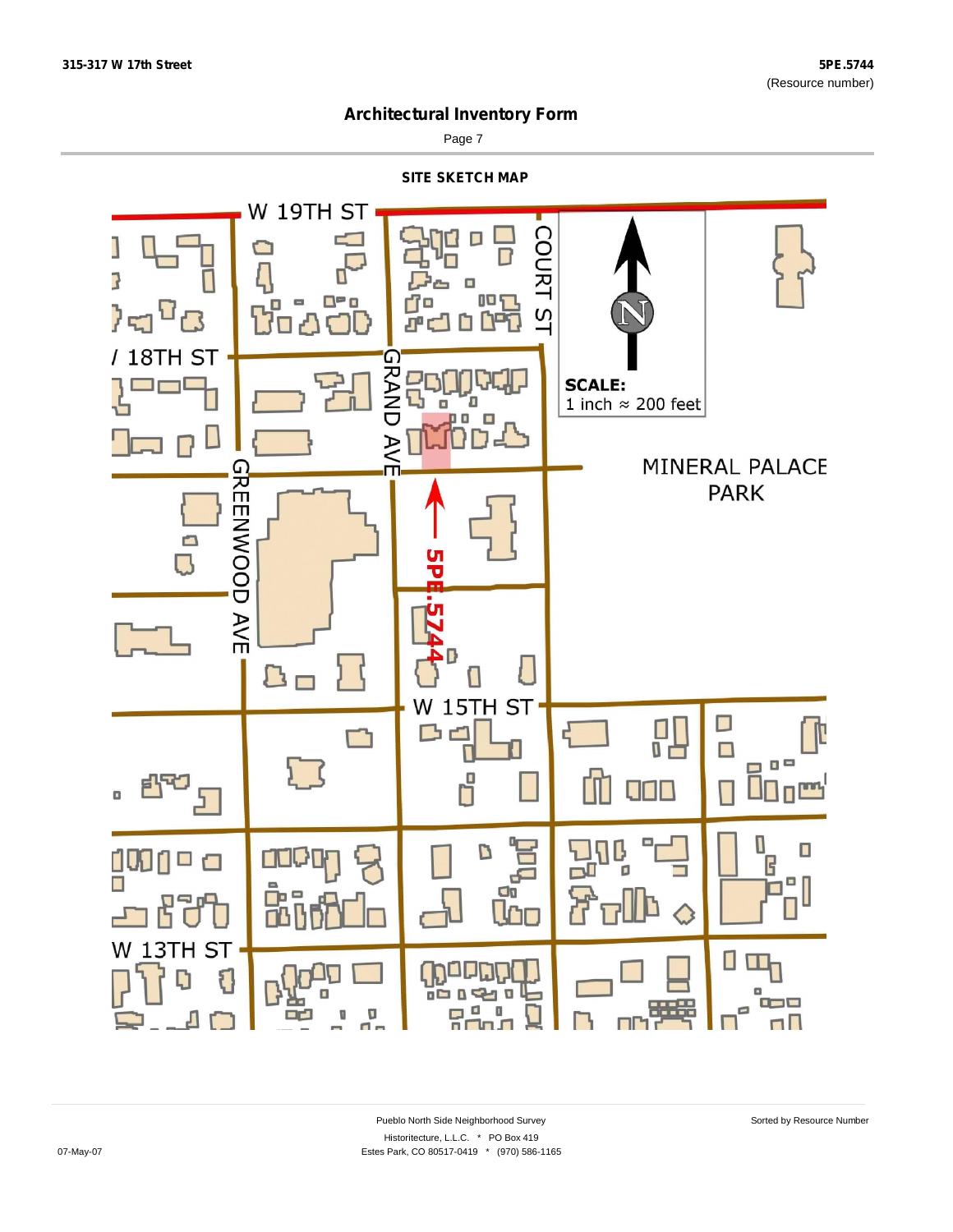## Architectural Inventory Form

### SITE SKETCH MAP

W 19TH ST

COURT ST

18TH ST

GRAND AVE

SCALE:
1 inch ≈ 200 feet

MINERAL PALACE PARK

GREENWOOD AVE

5PE.5744

W 15TH ST

W 13TH ST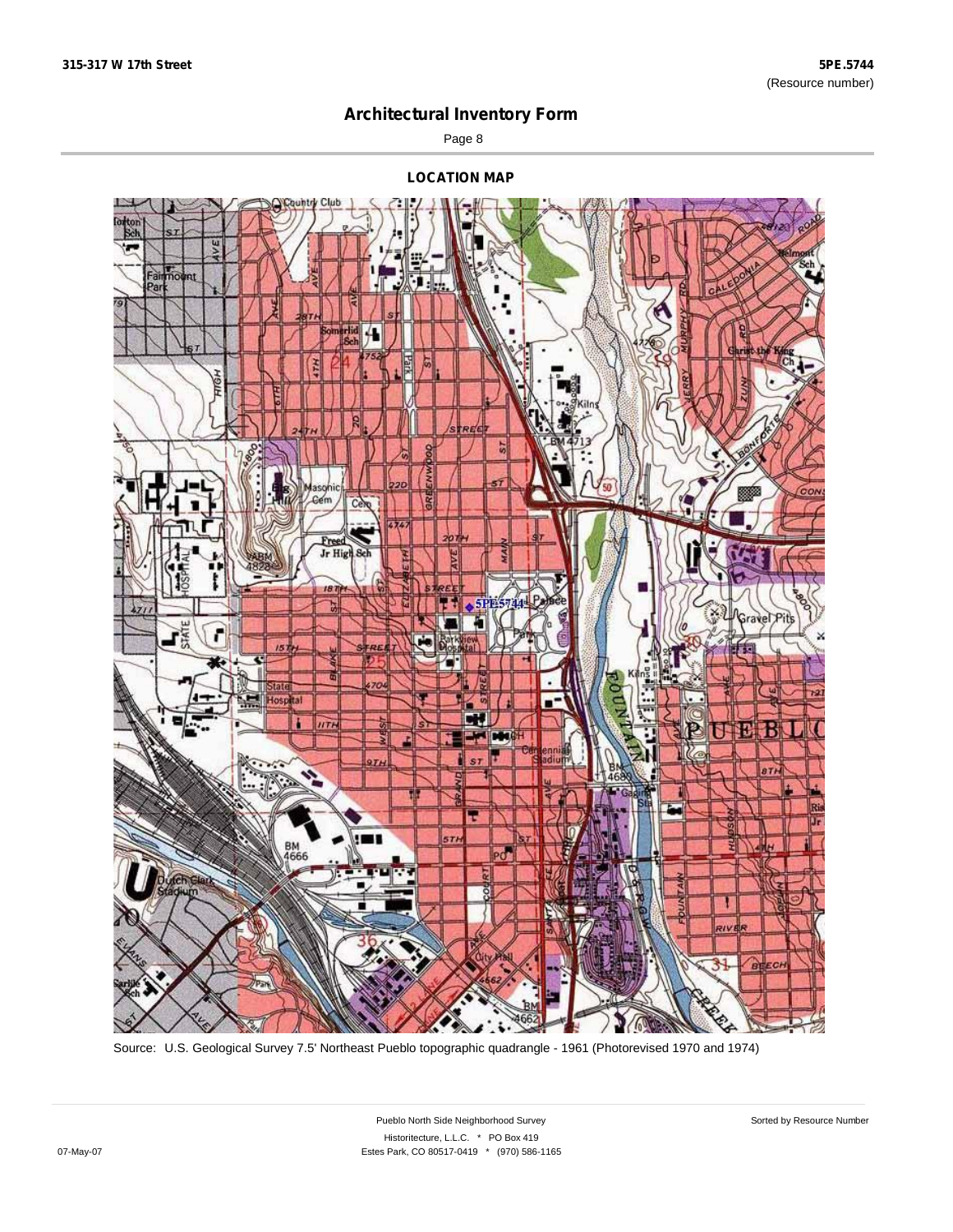**315-317 W 17th Street**

**5PE.5744**
(Resource number)

## Architectural Inventory Form

Page 8

### LOCATION MAP

Source: U.S. Geological Survey 7.5' Northeast Pueblo topographic quadrangle - 1961 (Photorevised 1970 and 1974)

Pueblo North Side Neighborhood Survey
Historitecture, L.L.C. * PO Box 419
Estes Park, CO 80517-0419 * (970) 586-1165

Sorted by Resource Number

07-May-07